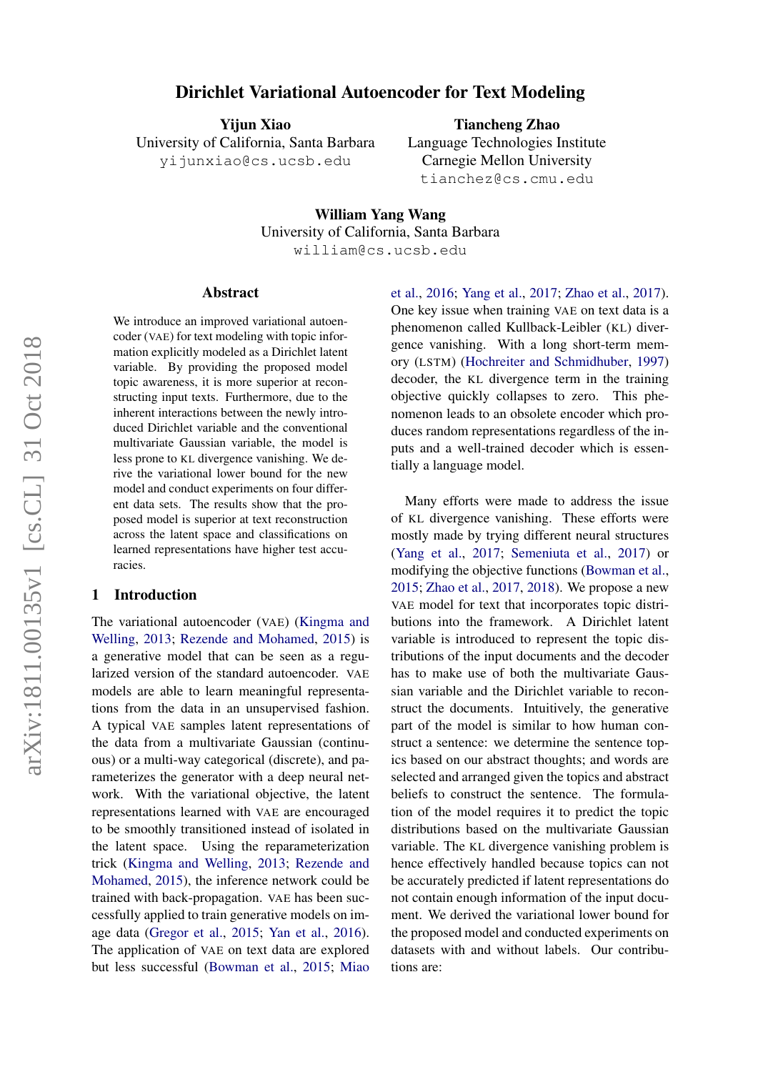# Dirichlet Variational Autoencoder for Text Modeling

**Yijun Xiao**
University of California, Santa Barbara
yijunxiao@cs.ucsb.edu

**Tiancheng Zhao**
Language Technologies Institute
Carnegie Mellon University
tianchez@cs.cmu.edu

**William Yang Wang**
University of California, Santa Barbara
william@cs.ucsb.edu

## Abstract

We introduce an improved variational autoencoder (VAE) for text modeling with topic information explicitly modeled as a Dirichlet latent variable. By providing the proposed model topic awareness, it is more superior at reconstructing input texts. Furthermore, due to the inherent interactions between the newly introduced Dirichlet variable and the conventional multivariate Gaussian variable, the model is less prone to KL divergence vanishing. We derive the variational lower bound for the new model and conduct experiments on four different data sets. The results show that the proposed model is superior at text reconstruction across the latent space and classifications on learned representations have higher test accuracies.

## 1 Introduction

The variational autoencoder (VAE) (Kingma and Welling, 2013; Rezende and Mohamed, 2015) is a generative model that can be seen as a regularized version of the standard autoencoder. VAE models are able to learn meaningful representations from the data in an unsupervised fashion. A typical VAE samples latent representations of the data from a multivariate Gaussian (continuous) or a multi-way categorical (discrete), and parameterizes the generator with a deep neural network. With the variational objective, the latent representations learned with VAE are encouraged to be smoothly transitioned instead of isolated in the latent space. Using the reparameterization trick (Kingma and Welling, 2013; Rezende and Mohamed, 2015), the inference network could be trained with back-propagation. VAE has been successfully applied to train generative models on image data (Gregor et al., 2015; Yan et al., 2016). The application of VAE on text data are explored but less successful (Bowman et al., 2015; Miao et al., 2016; Yang et al., 2017; Zhao et al., 2017). One key issue when training VAE on text data is a phenomenon called Kullback-Leibler (KL) divergence vanishing. With a long short-term memory (LSTM) (Hochreiter and Schmidhuber, 1997) decoder, the KL divergence term in the training objective quickly collapses to zero. This phenomenon leads to an obsolete encoder which produces random representations regardless of the inputs and a well-trained decoder which is essentially a language model.

Many efforts were made to address the issue of KL divergence vanishing. These efforts were mostly made by trying different neural structures (Yang et al., 2017; Semeniuta et al., 2017) or modifying the objective functions (Bowman et al., 2015; Zhao et al., 2017, 2018). We propose a new VAE model for text that incorporates topic distributions into the framework. A Dirichlet latent variable is introduced to represent the topic distributions of the input documents and the decoder has to make use of both the multivariate Gaussian variable and the Dirichlet variable to reconstruct the documents. Intuitively, the generative part of the model is similar to how human construct a sentence: we determine the sentence topics based on our abstract thoughts; and words are selected and arranged given the topics and abstract beliefs to construct the sentence. The formulation of the model requires it to predict the topic distributions based on the multivariate Gaussian variable. The KL divergence vanishing problem is hence effectively handled because topics can not be accurately predicted if latent representations do not contain enough information of the input document. We derived the variational lower bound for the proposed model and conducted experiments on datasets with and without labels. Our contributions are: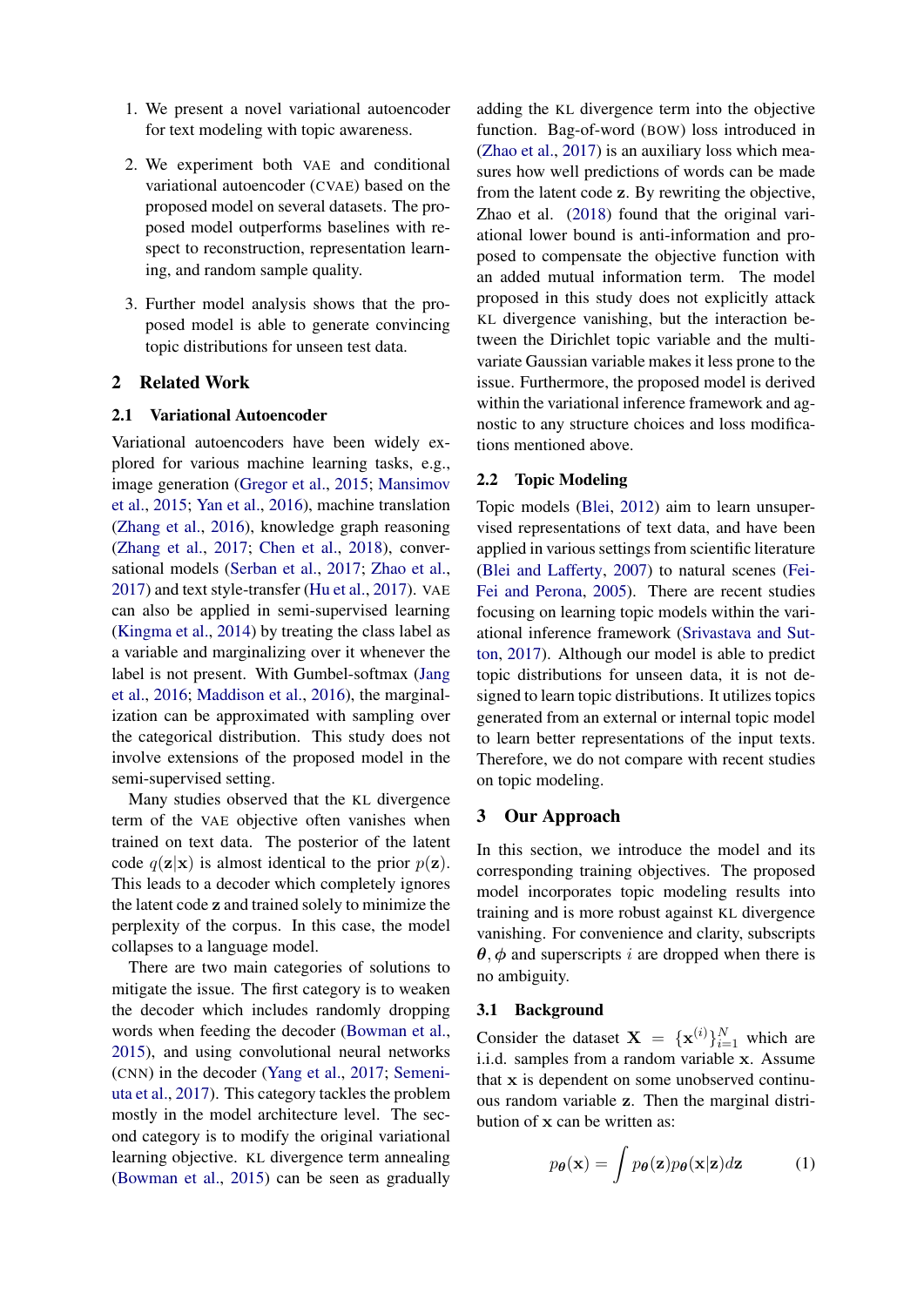1. We present a novel variational autoencoder for text modeling with topic awareness.

2. We experiment both VAE and conditional variational autoencoder (CVAE) based on the proposed model on several datasets. The proposed model outperforms baselines with respect to reconstruction, representation learning, and random sample quality.

3. Further model analysis shows that the proposed model is able to generate convincing topic distributions for unseen test data.

## 2 Related Work

### 2.1 Variational Autoencoder

Variational autoencoders have been widely explored for various machine learning tasks, e.g., image generation (Gregor et al., 2015; Mansimov et al., 2015; Yan et al., 2016), machine translation (Zhang et al., 2016), knowledge graph reasoning (Zhang et al., 2017; Chen et al., 2018), conversational models (Serban et al., 2017; Zhao et al., 2017) and text style-transfer (Hu et al., 2017). VAE can also be applied in semi-supervised learning (Kingma et al., 2014) by treating the class label as a variable and marginalizing over it whenever the label is not present. With Gumbel-softmax (Jang et al., 2016; Maddison et al., 2016), the marginalization can be approximated with sampling over the categorical distribution. This study does not involve extensions of the proposed model in the semi-supervised setting.

Many studies observed that the KL divergence term of the VAE objective often vanishes when trained on text data. The posterior of the latent code $q(\mathbf{z}|\mathbf{x})$ is almost identical to the prior $p(\mathbf{z})$. This leads to a decoder which completely ignores the latent code $\mathbf{z}$ and trained solely to minimize the perplexity of the corpus. In this case, the model collapses to a language model.

There are two main categories of solutions to mitigate the issue. The first category is to weaken the decoder which includes randomly dropping words when feeding the decoder (Bowman et al., 2015), and using convolutional neural networks (CNN) in the decoder (Yang et al., 2017; Semeniuta et al., 2017). This category tackles the problem mostly in the model architecture level. The second category is to modify the original variational learning objective. KL divergence term annealing (Bowman et al., 2015) can be seen as gradually adding the KL divergence term into the objective function. Bag-of-word (BOW) loss introduced in (Zhao et al., 2017) is an auxiliary loss which measures how well predictions of words can be made from the latent code $\mathbf{z}$. By rewriting the objective, Zhao et al. (2018) found that the original variational lower bound is anti-information and proposed to compensate the objective function with an added mutual information term. The model proposed in this study does not explicitly attack KL divergence vanishing, but the interaction between the Dirichlet topic variable and the multivariate Gaussian variable makes it less prone to the issue. Furthermore, the proposed model is derived within the variational inference framework and agnostic to any structure choices and loss modifications mentioned above.

### 2.2 Topic Modeling

Topic models (Blei, 2012) aim to learn unsupervised representations of text data, and have been applied in various settings from scientific literature (Blei and Lafferty, 2007) to natural scenes (Fei-Fei and Perona, 2005). There are recent studies focusing on learning topic models within the variational inference framework (Srivastava and Sutton, 2017). Although our model is able to predict topic distributions for unseen data, it is not designed to learn topic distributions. It utilizes topics generated from an external or internal topic model to learn better representations of the input texts. Therefore, we do not compare with recent studies on topic modeling.

## 3 Our Approach

In this section, we introduce the model and its corresponding training objectives. The proposed model incorporates topic modeling results into training and is more robust against KL divergence vanishing. For convenience and clarity, subscripts $\boldsymbol{\theta}, \boldsymbol{\phi}$ and superscripts $i$ are dropped when there is no ambiguity.

### 3.1 Background

Consider the dataset $\mathbf{X} = \{\mathbf{x}^{(i)}\}_{i=1}^{N}$ which are i.i.d. samples from a random variable $\mathbf{x}$. Assume that $\mathbf{x}$ is dependent on some unobserved continuous random variable $\mathbf{z}$. Then the marginal distribution of $\mathbf{x}$ can be written as:

$$p_{\boldsymbol{\theta}}(\mathbf{x}) = \int p_{\boldsymbol{\theta}}(\mathbf{z}) p_{\boldsymbol{\theta}}(\mathbf{x}|\mathbf{z}) d\mathbf{z} \tag{1}$$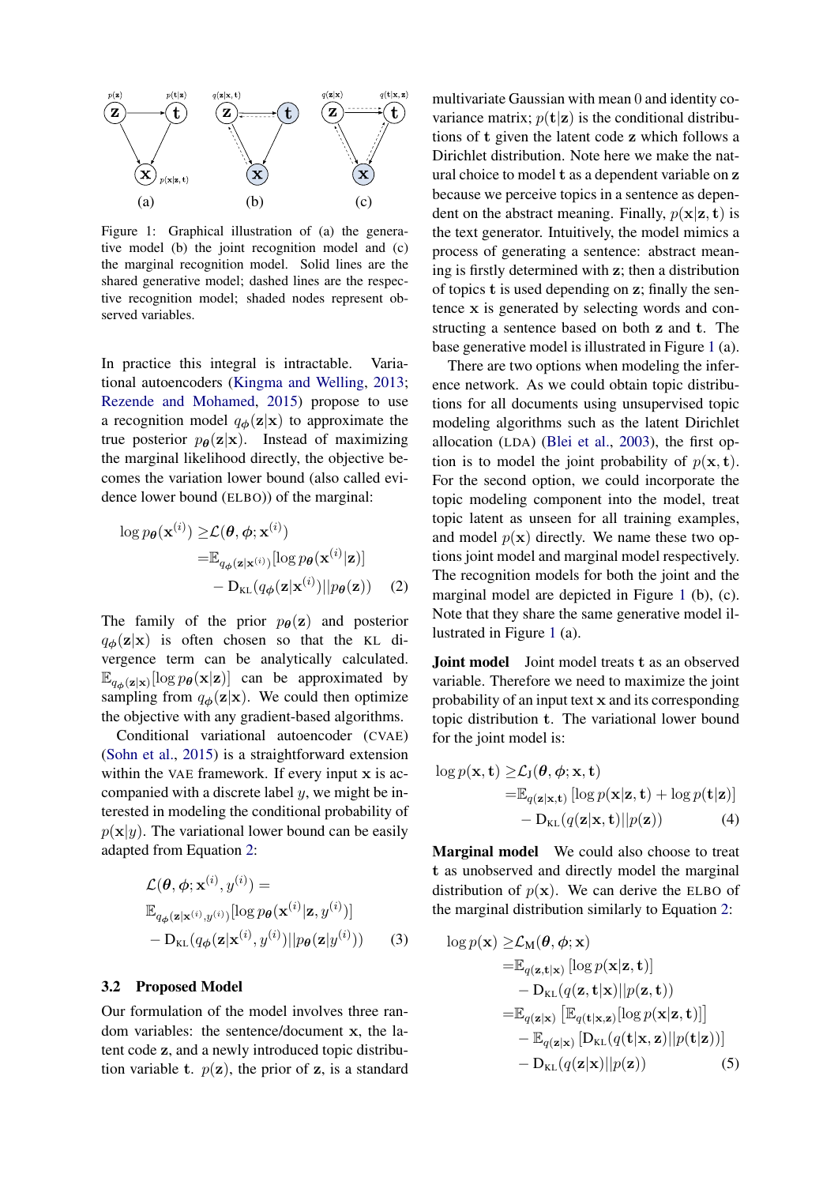Figure 1: Graphical illustration of (a) the generative model (b) the joint recognition model and (c) the marginal recognition model. Solid lines are the shared generative model; dashed lines are the respective recognition model; shaded nodes represent observed variables.

In practice this integral is intractable. Variational autoencoders (Kingma and Welling, 2013; Rezende and Mohamed, 2015) propose to use a recognition model $q_{\boldsymbol{\phi}}(\mathbf{z}|\mathbf{x})$ to approximate the true posterior $p_{\boldsymbol{\theta}}(\mathbf{z}|\mathbf{x})$. Instead of maximizing the marginal likelihood directly, the objective becomes the variation lower bound (also called evidence lower bound (ELBO)) of the marginal:

$$
\begin{aligned}
\log p_{\boldsymbol{\theta}}(\mathbf{x}^{(i)}) \geq & \mathcal{L}(\boldsymbol{\theta}, \boldsymbol{\phi}; \mathbf{x}^{(i)}) \\
= & \mathbb{E}_{q_{\boldsymbol{\phi}}(\mathbf{z}|\mathbf{x}^{(i)})}[\log p_{\boldsymbol{\theta}}(\mathbf{x}^{(i)}|\mathbf{z})] \\
& - \mathrm{D}_{\mathrm{KL}}(q_{\boldsymbol{\phi}}(\mathbf{z}|\mathbf{x}^{(i)})||p_{\boldsymbol{\theta}}(\mathbf{z}))
\end{aligned} \tag{2}
$$

The family of the prior $p_{\boldsymbol{\theta}}(\mathbf{z})$ and posterior $q_{\boldsymbol{\phi}}(\mathbf{z}|\mathbf{x})$ is often chosen so that the KL divergence term can be analytically calculated. $\mathbb{E}_{q_{\boldsymbol{\phi}}(\mathbf{z}|\mathbf{x})}[\log p_{\boldsymbol{\theta}}(\mathbf{x}|\mathbf{z})]$ can be approximated by sampling from $q_{\boldsymbol{\phi}}(\mathbf{z}|\mathbf{x})$. We could then optimize the objective with any gradient-based algorithms.

Conditional variational autoencoder (CVAE) (Sohn et al., 2015) is a straightforward extension within the VAE framework. If every input $\mathbf{x}$ is accompanied with a discrete label $y$, we might be interested in modeling the conditional probability of $p(\mathbf{x}|y)$. The variational lower bound can be easily adapted from Equation 2:

$$
\begin{aligned}
& \mathcal{L}(\boldsymbol{\theta}, \boldsymbol{\phi}; \mathbf{x}^{(i)}, y^{(i)}) = \\
& \mathbb{E}_{q_{\boldsymbol{\phi}}(\mathbf{z}|\mathbf{x}^{(i)}, y^{(i)})}[\log p_{\boldsymbol{\theta}}(\mathbf{x}^{(i)}|\mathbf{z}, y^{(i)})] \\
& - \mathrm{D}_{\mathrm{KL}}(q_{\boldsymbol{\phi}}(\mathbf{z}|\mathbf{x}^{(i)}, y^{(i)})||p_{\boldsymbol{\theta}}(\mathbf{z}|y^{(i)}))
\end{aligned} \tag{3}
$$

### 3.2 Proposed Model

Our formulation of the model involves three random variables: the sentence/document $\mathbf{x}$, the latent code $\mathbf{z}$, and a newly introduced topic distribution variable $\mathbf{t}$. $p(\mathbf{z})$, the prior of $\mathbf{z}$, is a standard multivariate Gaussian with mean 0 and identity covariance matrix; $p(\mathbf{t}|\mathbf{z})$ is the conditional distributions of $\mathbf{t}$ given the latent code $\mathbf{z}$ which follows a Dirichlet distribution. Note here we make the natural choice to model $\mathbf{t}$ as a dependent variable on $\mathbf{z}$ because we perceive topics in a sentence as dependent on the abstract meaning. Finally, $p(\mathbf{x}|\mathbf{z}, \mathbf{t})$ is the text generator. Intuitively, the model mimics a process of generating a sentence: abstract meaning is firstly determined with $\mathbf{z}$; then a distribution of topics $\mathbf{t}$ is used depending on $\mathbf{z}$; finally the sentence $\mathbf{x}$ is generated by selecting words and constructing a sentence based on both $\mathbf{z}$ and $\mathbf{t}$. The base generative model is illustrated in Figure 1 (a).

There are two options when modeling the inference network. As we could obtain topic distributions for all documents using unsupervised topic modeling algorithms such as the latent Dirichlet allocation (LDA) (Blei et al., 2003), the first option is to model the joint probability of $p(\mathbf{x}, \mathbf{t})$. For the second option, we could incorporate the topic modeling component into the model, treat topic latent as unseen for all training examples, and model $p(\mathbf{x})$ directly. We name these two options joint model and marginal model respectively. The recognition models for both the joint and the marginal model are depicted in Figure 1 (b), (c). Note that they share the same generative model illustrated in Figure 1 (a).

**Joint model** Joint model treats $\mathbf{t}$ as an observed variable. Therefore we need to maximize the joint probability of an input text $\mathbf{x}$ and its corresponding topic distribution $\mathbf{t}$. The variational lower bound for the joint model is:

$$
\begin{aligned}
\log p(\mathbf{x}, \mathbf{t}) \geq & \mathcal{L}_{\mathrm{J}}(\boldsymbol{\theta}, \boldsymbol{\phi}; \mathbf{x}, \mathbf{t}) \\
= & \mathbb{E}_{q(\mathbf{z}|\mathbf{x}, \mathbf{t})}[\log p(\mathbf{x}|\mathbf{z}, \mathbf{t}) + \log p(\mathbf{t}|\mathbf{z})] \\
& - \mathrm{D}_{\mathrm{KL}}(q(\mathbf{z}|\mathbf{x}, \mathbf{t})||p(\mathbf{z}))
\end{aligned} \tag{4}
$$

**Marginal model** We could also choose to treat $\mathbf{t}$ as unobserved and directly model the marginal distribution of $p(\mathbf{x})$. We can derive the ELBO of the marginal distribution similarly to Equation 2:

$$
\begin{aligned}
\log p(\mathbf{x}) \geq & \mathcal{L}_{\mathrm{M}}(\boldsymbol{\theta}, \boldsymbol{\phi}; \mathbf{x}) \\
= & \mathbb{E}_{q(\mathbf{z}, \mathbf{t}|\mathbf{x})}[\log p(\mathbf{x}|\mathbf{z}, \mathbf{t})] \\
& - \mathrm{D}_{\mathrm{KL}}(q(\mathbf{z}, \mathbf{t}|\mathbf{x})||p(\mathbf{z}, \mathbf{t})) \\
= & \mathbb{E}_{q(\mathbf{z}|\mathbf{x})}\left[\mathbb{E}_{q(\mathbf{t}|\mathbf{x}, \mathbf{z})}[\log p(\mathbf{x}|\mathbf{z}, \mathbf{t})]\right] \\
& - \mathbb{E}_{q(\mathbf{z}|\mathbf{x})}\left[\mathrm{D}_{\mathrm{KL}}(q(\mathbf{t}|\mathbf{x}, \mathbf{z})||p(\mathbf{t}|\mathbf{z}))\right] \\
& - \mathrm{D}_{\mathrm{KL}}(q(\mathbf{z}|\mathbf{x})||p(\mathbf{z}))
\end{aligned} \tag{5}
$$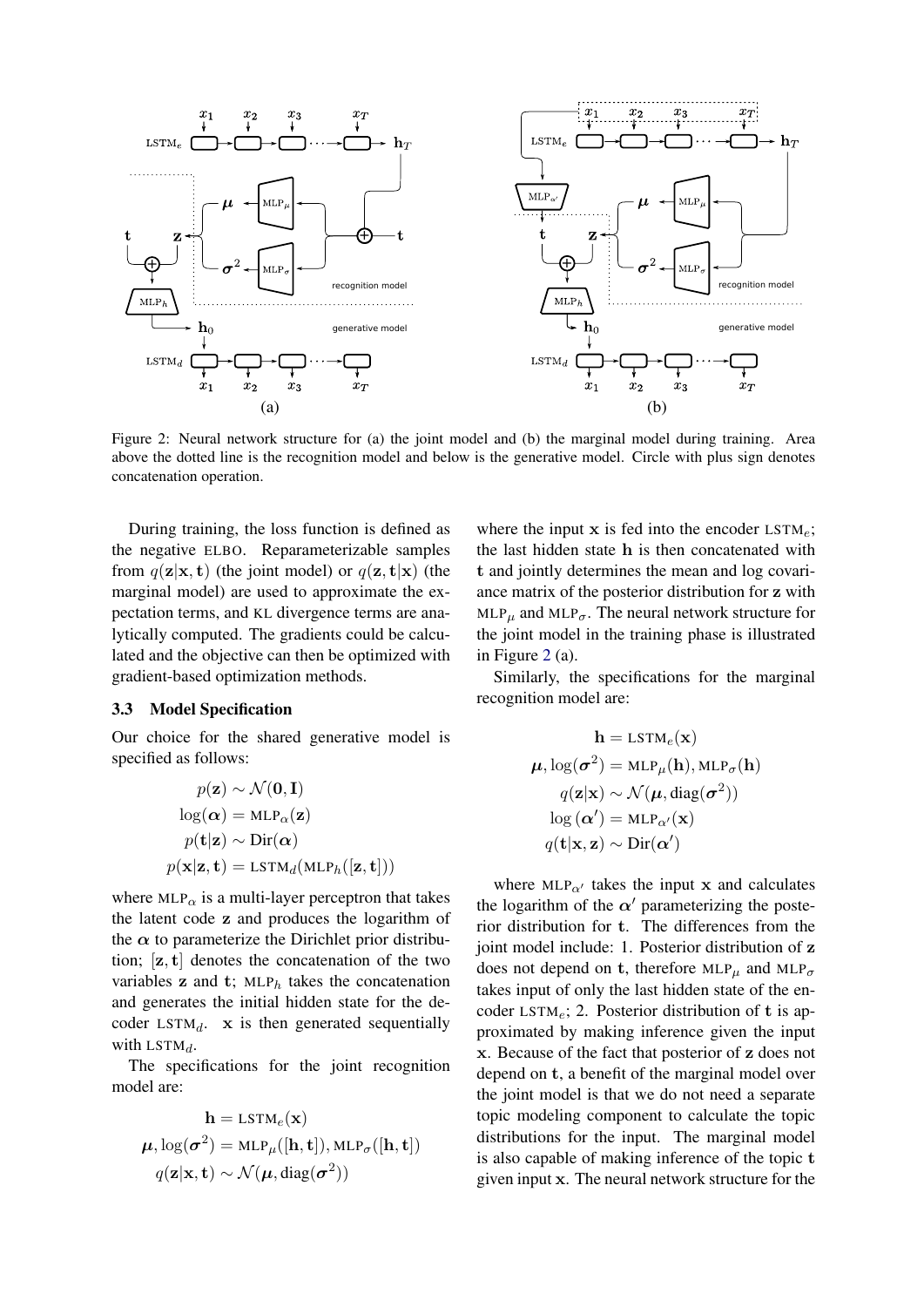Figure 2: Neural network structure for (a) the joint model and (b) the marginal model during training. Area above the dotted line is the recognition model and below is the generative model. Circle with plus sign denotes concatenation operation.

During training, the loss function is defined as the negative ELBO. Reparameterizable samples from $q(\mathbf{z}|\mathbf{x}, \mathbf{t})$ (the joint model) or $q(\mathbf{z}, \mathbf{t}|\mathbf{x})$ (the marginal model) are used to approximate the expectation terms, and KL divergence terms are analytically computed. The gradients could be calculated and the objective can then be optimized with gradient-based optimization methods.

### 3.3 Model Specification

Our choice for the shared generative model is specified as follows:

$$
\begin{aligned}
p(\mathbf{z}) &\sim \mathcal{N}(\mathbf{0}, \mathbf{I}) \\
\log(\boldsymbol{\alpha}) &= \text{MLP}_\alpha(\mathbf{z}) \\
p(\mathbf{t}|\mathbf{z}) &\sim \text{Dir}(\boldsymbol{\alpha}) \\
p(\mathbf{x}|\mathbf{z}, \mathbf{t}) &= \text{LSTM}_d(\text{MLP}_h([\mathbf{z}, \mathbf{t}]))
\end{aligned}
$$

where $\text{MLP}_\alpha$ is a multi-layer perceptron that takes the latent code $\mathbf{z}$ and produces the logarithm of the $\boldsymbol{\alpha}$ to parameterize the Dirichlet prior distribution; $[\mathbf{z}, \mathbf{t}]$ denotes the concatenation of the two variables $\mathbf{z}$ and $\mathbf{t}$; $\text{MLP}_h$ takes the concatenation and generates the initial hidden state for the decoder $\text{LSTM}_d$. $\mathbf{x}$ is then generated sequentially with $\text{LSTM}_d$.

The specifications for the joint recognition model are:

$$
\begin{aligned}
\mathbf{h} &= \text{LSTM}_e(\mathbf{x}) \\
\boldsymbol{\mu}, \log(\boldsymbol{\sigma}^2) &= \text{MLP}_\mu([\mathbf{h}, \mathbf{t}]), \text{MLP}_\sigma([\mathbf{h}, \mathbf{t}]) \\
q(\mathbf{z}|\mathbf{x}, \mathbf{t}) &\sim \mathcal{N}(\boldsymbol{\mu}, \text{diag}(\boldsymbol{\sigma}^2))
\end{aligned}
$$

where the input $\mathbf{x}$ is fed into the encoder $\text{LSTM}_e$; the last hidden state $\mathbf{h}$ is then concatenated with $\mathbf{t}$ and jointly determines the mean and log covariance matrix of the posterior distribution for $\mathbf{z}$ with $\text{MLP}_\mu$ and $\text{MLP}_\sigma$. The neural network structure for the joint model in the training phase is illustrated in Figure 2 (a).

Similarly, the specifications for the marginal recognition model are:

$$
\begin{aligned}
\mathbf{h} &= \text{LSTM}_e(\mathbf{x}) \\
\boldsymbol{\mu}, \log(\boldsymbol{\sigma}^2) &= \text{MLP}_\mu(\mathbf{h}), \text{MLP}_\sigma(\mathbf{h}) \\
q(\mathbf{z}|\mathbf{x}) &\sim \mathcal{N}(\boldsymbol{\mu}, \text{diag}(\boldsymbol{\sigma}^2)) \\
\log(\boldsymbol{\alpha}') &= \text{MLP}_{\alpha'}(\mathbf{x}) \\
q(\mathbf{t}|\mathbf{x}, \mathbf{z}) &\sim \text{Dir}(\boldsymbol{\alpha}')
\end{aligned}
$$

where $\text{MLP}_{\alpha'}$ takes the input $\mathbf{x}$ and calculates the logarithm of the $\boldsymbol{\alpha}'$ parameterizing the posterior distribution for $\mathbf{t}$. The differences from the joint model include: 1. Posterior distribution of $\mathbf{z}$ does not depend on $\mathbf{t}$, therefore $\text{MLP}_\mu$ and $\text{MLP}_\sigma$ takes input of only the last hidden state of the encoder $\text{LSTM}_e$; 2. Posterior distribution of $\mathbf{t}$ is approximated by making inference given the input $\mathbf{x}$. Because of the fact that posterior of $\mathbf{z}$ does not depend on $\mathbf{t}$, a benefit of the marginal model over the joint model is that we do not need a separate topic modeling component to calculate the topic distributions for the input. The marginal model is also capable of making inference of the topic $\mathbf{t}$ given input $\mathbf{x}$. The neural network structure for the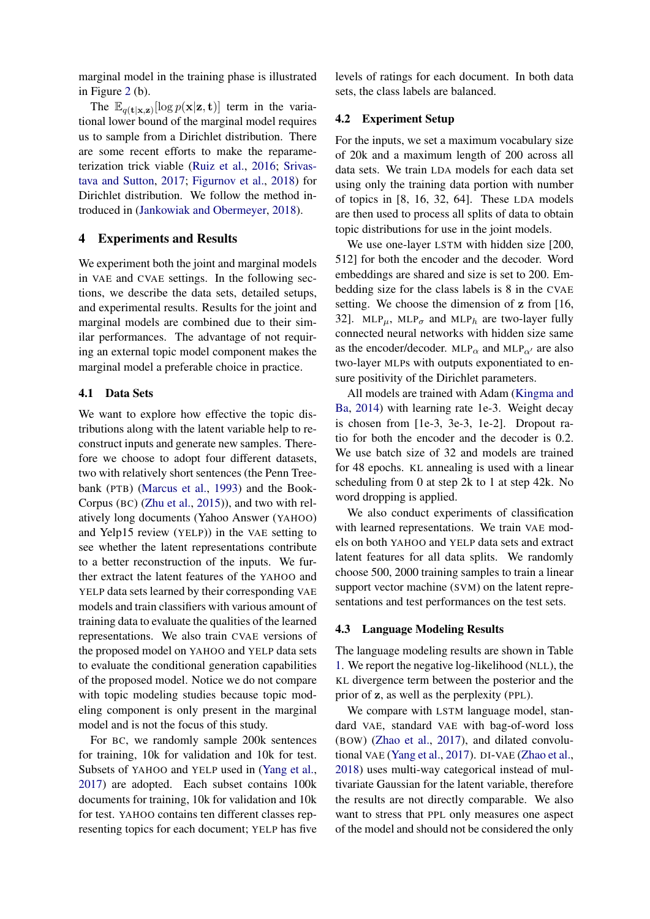marginal model in the training phase is illustrated in Figure 2 (b).

The $\mathbb{E}_{q(\mathbf{t}|\mathbf{x},\mathbf{z})}[\log p(\mathbf{x}|\mathbf{z}, \mathbf{t})]$ term in the variational lower bound of the marginal model requires us to sample from a Dirichlet distribution. There are some recent efforts to make the reparameterization trick viable (Ruiz et al., 2016; Srivastava and Sutton, 2017; Figurnov et al., 2018) for Dirichlet distribution. We follow the method introduced in (Jankowiak and Obermeyer, 2018).

## 4 Experiments and Results

We experiment both the joint and marginal models in VAE and CVAE settings. In the following sections, we describe the data sets, detailed setups, and experimental results. Results for the joint and marginal models are combined due to their similar performances. The advantage of not requiring an external topic model component makes the marginal model a preferable choice in practice.

### 4.1 Data Sets

We want to explore how effective the topic distributions along with the latent variable help to reconstruct inputs and generate new samples. Therefore we choose to adopt four different datasets, two with relatively short sentences (the Penn Treebank (PTB) (Marcus et al., 1993) and the BookCorpus (BC) (Zhu et al., 2015)), and two with relatively long documents (Yahoo Answer (YAHOO) and Yelp15 review (YELP)) in the VAE setting to see whether the latent representations contribute to a better reconstruction of the inputs. We further extract the latent features of the YAHOO and YELP data sets learned by their corresponding VAE models and train classifiers with various amount of training data to evaluate the qualities of the learned representations. We also train CVAE versions of the proposed model on YAHOO and YELP data sets to evaluate the conditional generation capabilities of the proposed model. Notice we do not compare with topic modeling studies because topic modeling component is only present in the marginal model and is not the focus of this study.

For BC, we randomly sample 200k sentences for training, 10k for validation and 10k for test. Subsets of YAHOO and YELP used in (Yang et al., 2017) are adopted. Each subset contains 100k documents for training, 10k for validation and 10k for test. YAHOO contains ten different classes representing topics for each document; YELP has five levels of ratings for each document. In both data sets, the class labels are balanced.

### 4.2 Experiment Setup

For the inputs, we set a maximum vocabulary size of 20k and a maximum length of 200 across all data sets. We train LDA models for each data set using only the training data portion with number of topics in [8, 16, 32, 64]. These LDA models are then used to process all splits of data to obtain topic distributions for use in the joint models.

We use one-layer LSTM with hidden size [200, 512] for both the encoder and the decoder. Word embeddings are shared and size is set to 200. Embedding size for the class labels is 8 in the CVAE setting. We choose the dimension of $\mathbf{z}$ from [16, 32]. $\text{MLP}_\mu$, $\text{MLP}_\sigma$ and $\text{MLP}_h$ are two-layer fully connected neural networks with hidden size same as the encoder/decoder. $\text{MLP}_\alpha$ and $\text{MLP}_{\alpha'}$ are also two-layer MLPs with outputs exponentiated to ensure positivity of the Dirichlet parameters.

All models are trained with Adam (Kingma and Ba, 2014) with learning rate 1e-3. Weight decay is chosen from [1e-3, 3e-3, 1e-2]. Dropout ratio for both the encoder and the decoder is 0.2. We use batch size of 32 and models are trained for 48 epochs. KL annealing is used with a linear scheduling from 0 at step 2k to 1 at step 42k. No word dropping is applied.

We also conduct experiments of classification with learned representations. We train VAE models on both YAHOO and YELP data sets and extract latent features for all data splits. We randomly choose 500, 2000 training samples to train a linear support vector machine (SVM) on the latent representations and test performances on the test sets.

### 4.3 Language Modeling Results

The language modeling results are shown in Table 1. We report the negative log-likelihood (NLL), the KL divergence term between the posterior and the prior of $\mathbf{z}$, as well as the perplexity (PPL).

We compare with LSTM language model, standard VAE, standard VAE with bag-of-word loss (BOW) (Zhao et al., 2017), and dilated convolutional VAE (Yang et al., 2017). DI-VAE (Zhao et al., 2018) uses multi-way categorical instead of multivariate Gaussian for the latent variable, therefore the results are not directly comparable. We also want to stress that PPL only measures one aspect of the model and should not be considered the only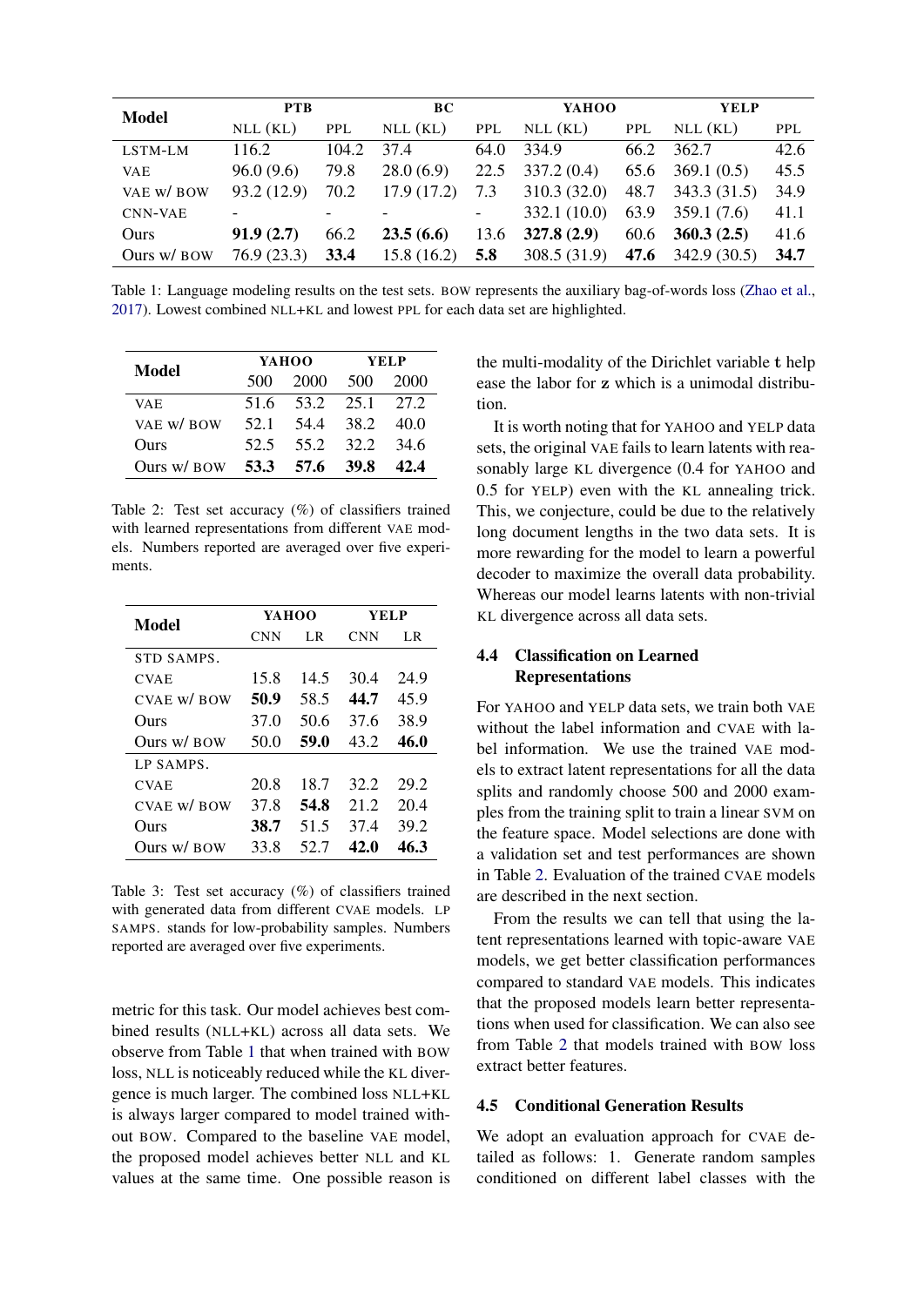| Model | PTB | | BC | | YAHOO | | YELP | |
|---|---|---|---|---|---|---|---|---|
| | NLL (KL) | PPL | NLL (KL) | PPL | NLL (KL) | PPL | NLL (KL) | PPL |
| LSTM-LM | 116.2 | 104.2 | 37.4 | 64.0 | 334.9 | 66.2 | 362.7 | 42.6 |
| VAE | 96.0 (9.6) | 79.8 | 28.0 (6.9) | 22.5 | 337.2 (0.4) | 65.6 | 369.1 (0.5) | 45.5 |
| VAE W/ BOW | 93.2 (12.9) | 70.2 | 17.9 (17.2) | 7.3 | 310.3 (32.0) | 48.7 | 343.3 (31.5) | 34.9 |
| CNN-VAE | - | - | - | - | 332.1 (10.0) | 63.9 | 359.1 (7.6) | 41.1 |
| Ours | **91.9 (2.7)** | 66.2 | **23.5 (6.6)** | 13.6 | **327.8 (2.9)** | 60.6 | **360.3 (2.5)** | 41.6 |
| Ours W/ BOW | 76.9 (23.3) | **33.4** | 15.8 (16.2) | **5.8** | 308.5 (31.9) | **47.6** | 342.9 (30.5) | **34.7** |

Table 1: Language modeling results on the test sets. BOW represents the auxiliary bag-of-words loss (Zhao et al., 2017). Lowest combined NLL+KL and lowest PPL for each data set are highlighted.

| Model | YAHOO | | YELP | |
|---|---|---|---|---|
| | 500 | 2000 | 500 | 2000 |
| VAE | 51.6 | 53.2 | 25.1 | 27.2 |
| VAE W/ BOW | 52.1 | 54.4 | 38.2 | 40.0 |
| Ours | 52.5 | 55.2 | 32.2 | 34.6 |
| Ours W/ BOW | **53.3** | **57.6** | **39.8** | **42.4** |

Table 2: Test set accuracy (%) of classifiers trained with learned representations from different VAE models. Numbers reported are averaged over five experiments.

| Model | YAHOO | | YELP | |
|---|---|---|---|---|
| | CNN | LR | CNN | LR |
| STD SAMPS. | | | | |
| CVAE | 15.8 | 14.5 | 30.4 | 24.9 |
| CVAE W/ BOW | **50.9** | 58.5 | **44.7** | 45.9 |
| Ours | 37.0 | 50.6 | 37.6 | 38.9 |
| Ours W/ BOW | 50.0 | **59.0** | 43.2 | **46.0** |
| LP SAMPS. | | | | |
| CVAE | 20.8 | 18.7 | 32.2 | 29.2 |
| CVAE W/ BOW | 37.8 | **54.8** | 21.2 | 20.4 |
| Ours | **38.7** | 51.5 | 37.4 | 39.2 |
| Ours W/ BOW | 33.8 | 52.7 | **42.0** | **46.3** |

Table 3: Test set accuracy (%) of classifiers trained with generated data from different CVAE models. LP SAMPS. stands for low-probability samples. Numbers reported are averaged over five experiments.

metric for this task. Our model achieves best combined results (NLL+KL) across all data sets. We observe from Table 1 that when trained with BOW loss, NLL is noticeably reduced while the KL divergence is much larger. The combined loss NLL+KL is always larger compared to model trained without BOW. Compared to the baseline VAE model, the proposed model achieves better NLL and KL values at the same time. One possible reason is the multi-modality of the Dirichlet variable $\mathbf{t}$ help ease the labor for $\mathbf{z}$ which is a unimodal distribution.

It is worth noting that for YAHOO and YELP data sets, the original VAE fails to learn latents with reasonably large KL divergence (0.4 for YAHOO and 0.5 for YELP) even with the KL annealing trick. This, we conjecture, could be due to the relatively long document lengths in the two data sets. It is more rewarding for the model to learn a powerful decoder to maximize the overall data probability. Whereas our model learns latents with non-trivial KL divergence across all data sets.

### 4.4 Classification on Learned Representations

For YAHOO and YELP data sets, we train both VAE without the label information and CVAE with label information. We use the trained VAE models to extract latent representations for all the data splits and randomly choose 500 and 2000 examples from the training split to train a linear SVM on the feature space. Model selections are done with a validation set and test performances are shown in Table 2. Evaluation of the trained CVAE models are described in the next section.

From the results we can tell that using the latent representations learned with topic-aware VAE models, we get better classification performances compared to standard VAE models. This indicates that the proposed models learn better representations when used for classification. We can also see from Table 2 that models trained with BOW loss extract better features.

### 4.5 Conditional Generation Results

We adopt an evaluation approach for CVAE detailed as follows: 1. Generate random samples conditioned on different label classes with the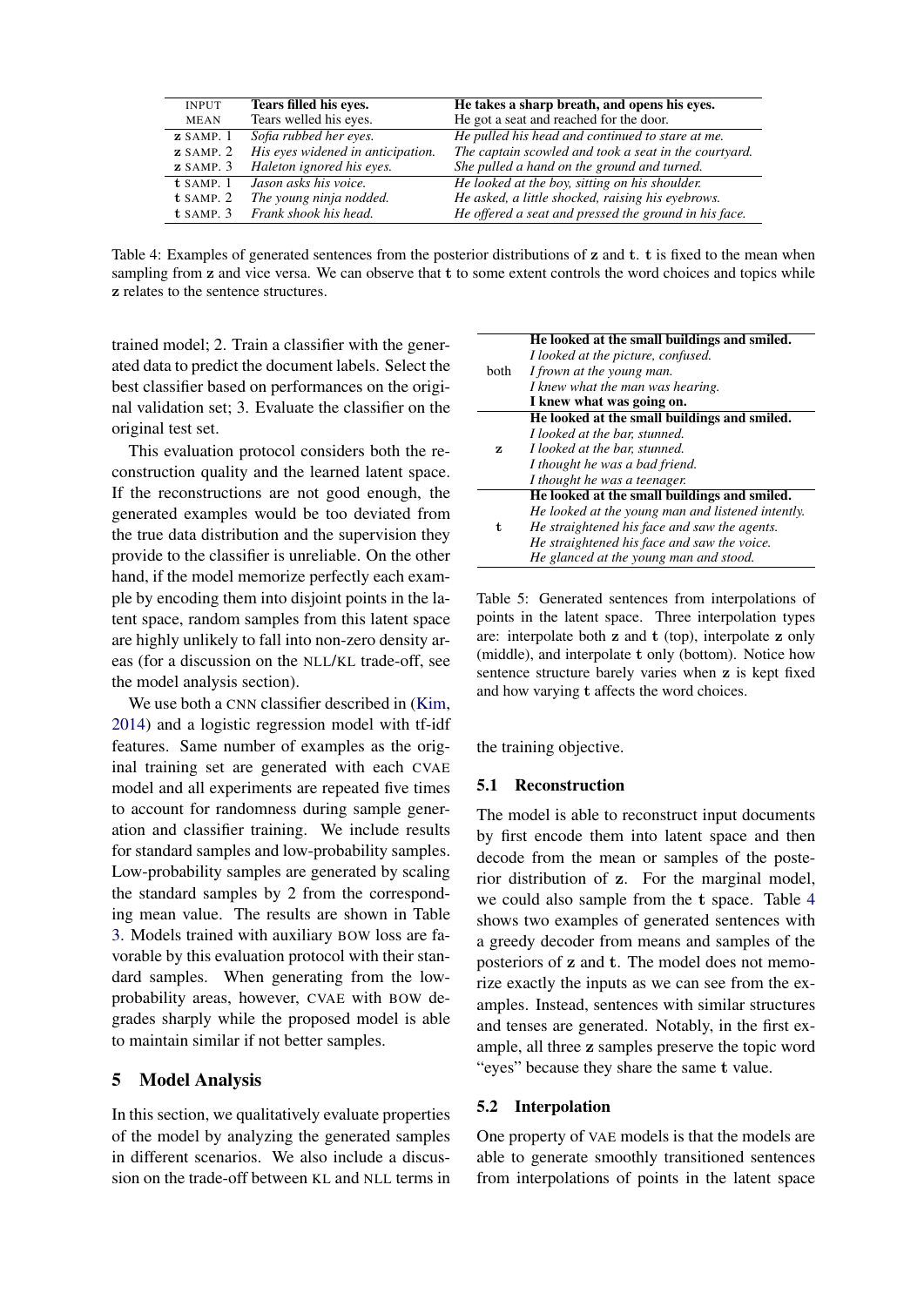| INPUT | **Tears filled his eyes.** | **He takes a sharp breath, and opens his eyes.** |
|---|---|---|
| MEAN | Tears welled his eyes. | He got a seat and reached for the door. |
| $\mathbf{z}$ SAMP. 1 | *Sofia rubbed her eyes.* | *He pulled his head and continued to stare at me.* |
| $\mathbf{z}$ SAMP. 2 | *His eyes widened in anticipation.* | *The captain scowled and took a seat in the courtyard.* |
| $\mathbf{z}$ SAMP. 3 | *Haleton ignored his eyes.* | *She pulled a hand on the ground and turned.* |
| $\mathbf{t}$ SAMP. 1 | *Jason asks his voice.* | *He looked at the boy, sitting on his shoulder.* |
| $\mathbf{t}$ SAMP. 2 | *The young ninja nodded.* | *He asked, a little shocked, raising his eyebrows.* |
| $\mathbf{t}$ SAMP. 3 | *Frank shook his head.* | *He offered a seat and pressed the ground in his face.* |

Table 4: Examples of generated sentences from the posterior distributions of $\mathbf{z}$ and $\mathbf{t}$. $\mathbf{t}$ is fixed to the mean when sampling from $\mathbf{z}$ and vice versa. We can observe that $\mathbf{t}$ to some extent controls the word choices and topics while $\mathbf{z}$ relates to the sentence structures.

trained model; 2. Train a classifier with the generated data to predict the document labels. Select the best classifier based on performances on the original validation set; 3. Evaluate the classifier on the original test set.

This evaluation protocol considers both the reconstruction quality and the learned latent space. If the reconstructions are not good enough, the generated examples would be too deviated from the true data distribution and the supervision they provide to the classifier is unreliable. On the other hand, if the model memorize perfectly each example by encoding them into disjoint points in the latent space, random samples from this latent space are highly unlikely to fall into non-zero density areas (for a discussion on the NLL/KL trade-off, see the model analysis section).

We use both a CNN classifier described in (Kim, 2014) and a logistic regression model with tf-idf features. Same number of examples as the original training set are generated with each CVAE model and all experiments are repeated five times to account for randomness during sample generation and classifier training. We include results for standard samples and low-probability samples. Low-probability samples are generated by scaling the standard samples by 2 from the corresponding mean value. The results are shown in Table 3. Models trained with auxiliary BOW loss are favorable by this evaluation protocol with their standard samples. When generating from the low-probability areas, however, CVAE with BOW degrades sharply while the proposed model is able to maintain similar if not better samples.

## 5 Model Analysis

In this section, we qualitatively evaluate properties of the model by analyzing the generated samples in different scenarios. We also include a discussion on the trade-off between KL and NLL terms in the training objective.

| | |
|---|---|
| both | **He looked at the small buildings and smiled.** |
| | *I looked at the picture, confused.* |
| | *I frown at the young man.* |
| | *I knew what the man was hearing.* |
| | **I knew what was going on.** |
| $\mathbf{z}$ | **He looked at the small buildings and smiled.** |
| | *I looked at the bar, stunned.* |
| | *I looked at the bar, stunned.* |
| | *I thought he was a bad friend.* |
| | *I thought he was a teenager.* |
| $\mathbf{t}$ | **He looked at the small buildings and smiled.** |
| | *He looked at the young man and listened intently.* |
| | *He straightened his face and saw the agents.* |
| | *He straightened his face and saw the voice.* |
| | *He glanced at the young man and stood.* |

Table 5: Generated sentences from interpolations of points in the latent space. Three interpolation types are: interpolate both $\mathbf{z}$ and $\mathbf{t}$ (top), interpolate $\mathbf{z}$ only (middle), and interpolate $\mathbf{t}$ only (bottom). Notice how sentence structure barely varies when $\mathbf{z}$ is kept fixed and how varying $\mathbf{t}$ affects the word choices.

### 5.1 Reconstruction

The model is able to reconstruct input documents by first encode them into latent space and then decode from the mean or samples of the posterior distribution of $\mathbf{z}$. For the marginal model, we could also sample from the $\mathbf{t}$ space. Table 4 shows two examples of generated sentences with a greedy decoder from means and samples of the posteriors of $\mathbf{z}$ and $\mathbf{t}$. The model does not memorize exactly the inputs as we can see from the examples. Instead, sentences with similar structures and tenses are generated. Notably, in the first example, all three $\mathbf{z}$ samples preserve the topic word "eyes" because they share the same $\mathbf{t}$ value.

### 5.2 Interpolation

One property of VAE models is that the models are able to generate smoothly transitioned sentences from interpolations of points in the latent space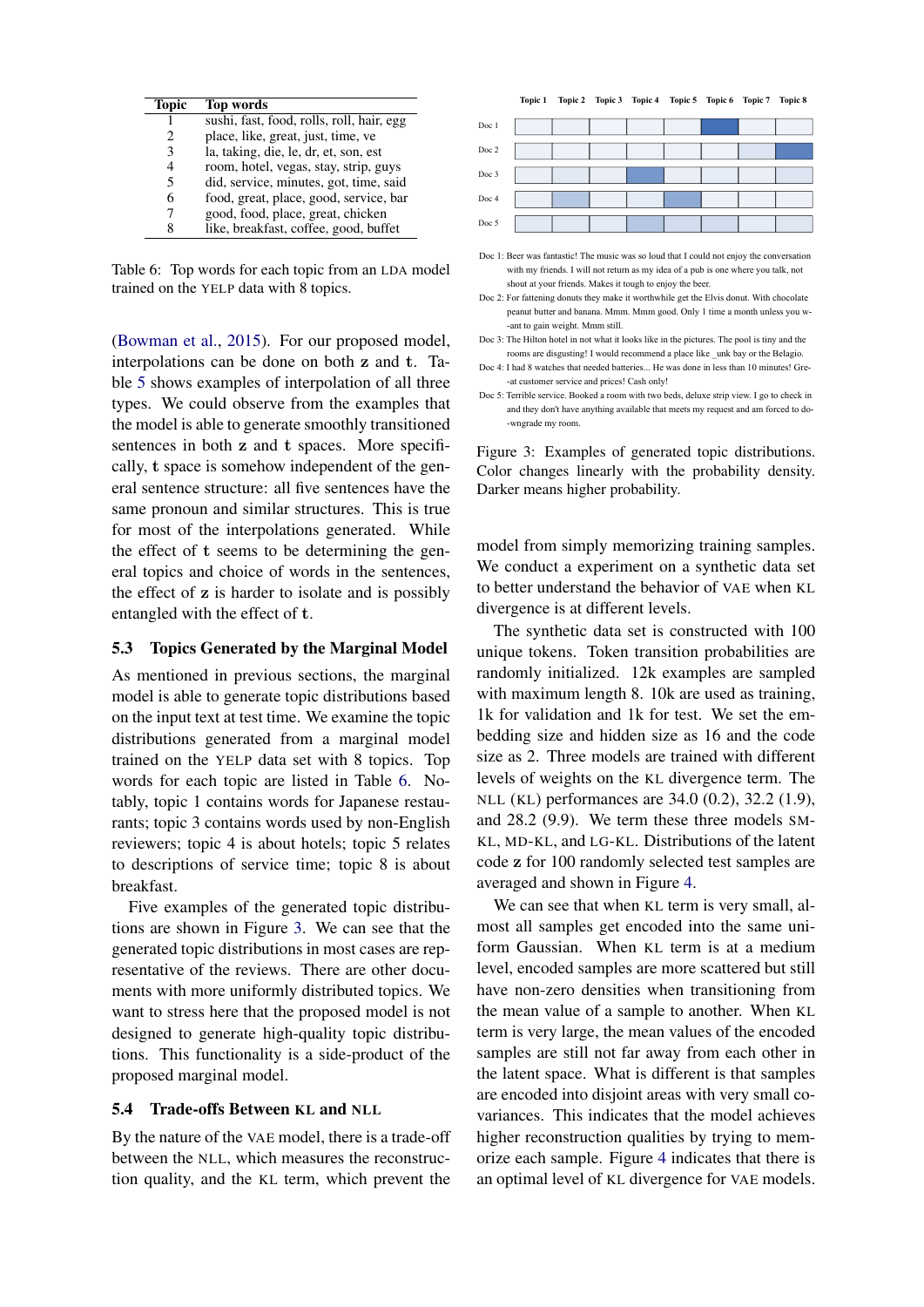| Topic | Top words |
|---|---|
| 1 | sushi, fast, food, rolls, roll, hair, egg |
| 2 | place, like, great, just, time, ve |
| 3 | la, taking, die, le, dr, et, son, est |
| 4 | room, hotel, vegas, stay, strip, guys |
| 5 | did, service, minutes, got, time, said |
| 6 | food, great, place, good, service, bar |
| 7 | good, food, place, great, chicken |
| 8 | like, breakfast, coffee, good, buffet |

Table 6: Top words for each topic from an LDA model trained on the YELP data with 8 topics.

(Bowman et al., 2015). For our proposed model, interpolations can be done on both $\mathbf{z}$ and $\mathbf{t}$. Table 5 shows examples of interpolation of all three types. We could observe from the examples that the model is able to generate smoothly transitioned sentences in both $\mathbf{z}$ and $\mathbf{t}$ spaces. More specifically, $\mathbf{t}$ space is somehow independent of the general sentence structure: all five sentences have the same pronoun and similar structures. This is true for most of the interpolations generated. While the effect of $\mathbf{t}$ seems to be determining the general topics and choice of words in the sentences, the effect of $\mathbf{z}$ is harder to isolate and is possibly entangled with the effect of $\mathbf{t}$.

### 5.3 Topics Generated by the Marginal Model

As mentioned in previous sections, the marginal model is able to generate topic distributions based on the input text at test time. We examine the topic distributions generated from a marginal model trained on the YELP data set with 8 topics. Top words for each topic are listed in Table 6. Notably, topic 1 contains words for Japanese restaurants; topic 3 contains words used by non-English reviewers; topic 4 is about hotels; topic 5 relates to descriptions of service time; topic 8 is about breakfast.

Five examples of the generated topic distributions are shown in Figure 3. We can see that the generated topic distributions in most cases are representative of the reviews. There are other documents with more uniformly distributed topics. We want to stress here that the proposed model is not designed to generate high-quality topic distributions. This functionality is a side-product of the proposed marginal model.

### 5.4 Trade-offs Between KL and NLL

By the nature of the VAE model, there is a trade-off between the NLL, which measures the reconstruction quality, and the KL term, which prevent the model from simply memorizing training samples. We conduct a experiment on a synthetic data set to better understand the behavior of VAE when KL divergence is at different levels.

Doc 1: Beer was fantastic! The music was so loud that I could not enjoy the conversation with my friends. I will not return as my idea of a pub is one where you talk, not shout at your friends. Makes it tough to enjoy the beer.

Doc 2: For fattening donuts they make it worthwhile get the Elvis donut. With chocolate peanut butter and banana. Mmm. Mmm good. Only 1 time a month unless you w-ant to gain weight. Mmm still.

Doc 3: The Hilton hotel in not what it looks like in the pictures. The pool is tiny and the rooms are disgusting! I would recommend a place like _unk bay or the Belagio.

Doc 4: I had 8 watches that needed batteries... He was done in less than 10 minutes! Gre-at customer service and prices! Cash only!

Doc 5: Terrible service. Booked a room with two beds, deluxe strip view. I go to check in and they don't have anything available that meets my request and am forced to do-wngrade my room.

Figure 3: Examples of generated topic distributions. Color changes linearly with the probability density. Darker means higher probability.

The synthetic data set is constructed with 100 unique tokens. Token transition probabilities are randomly initialized. 12k examples are sampled with maximum length 8. 10k are used as training, 1k for validation and 1k for test. We set the embedding size and hidden size as 16 and the code size as 2. Three models are trained with different levels of weights on the KL divergence term. The NLL (KL) performances are 34.0 (0.2), 32.2 (1.9), and 28.2 (9.9). We term these three models SM-KL, MD-KL, and LG-KL. Distributions of the latent code $\mathbf{z}$ for 100 randomly selected test samples are averaged and shown in Figure 4.

We can see that when KL term is very small, almost all samples get encoded into the same uniform Gaussian. When KL term is at a medium level, encoded samples are more scattered but still have non-zero densities when transitioning from the mean value of a sample to another. When KL term is very large, the mean values of the encoded samples are still not far away from each other in the latent space. What is different is that samples are encoded into disjoint areas with very small covariances. This indicates that the model achieves higher reconstruction qualities by trying to memorize each sample. Figure 4 indicates that there is an optimal level of KL divergence for VAE models.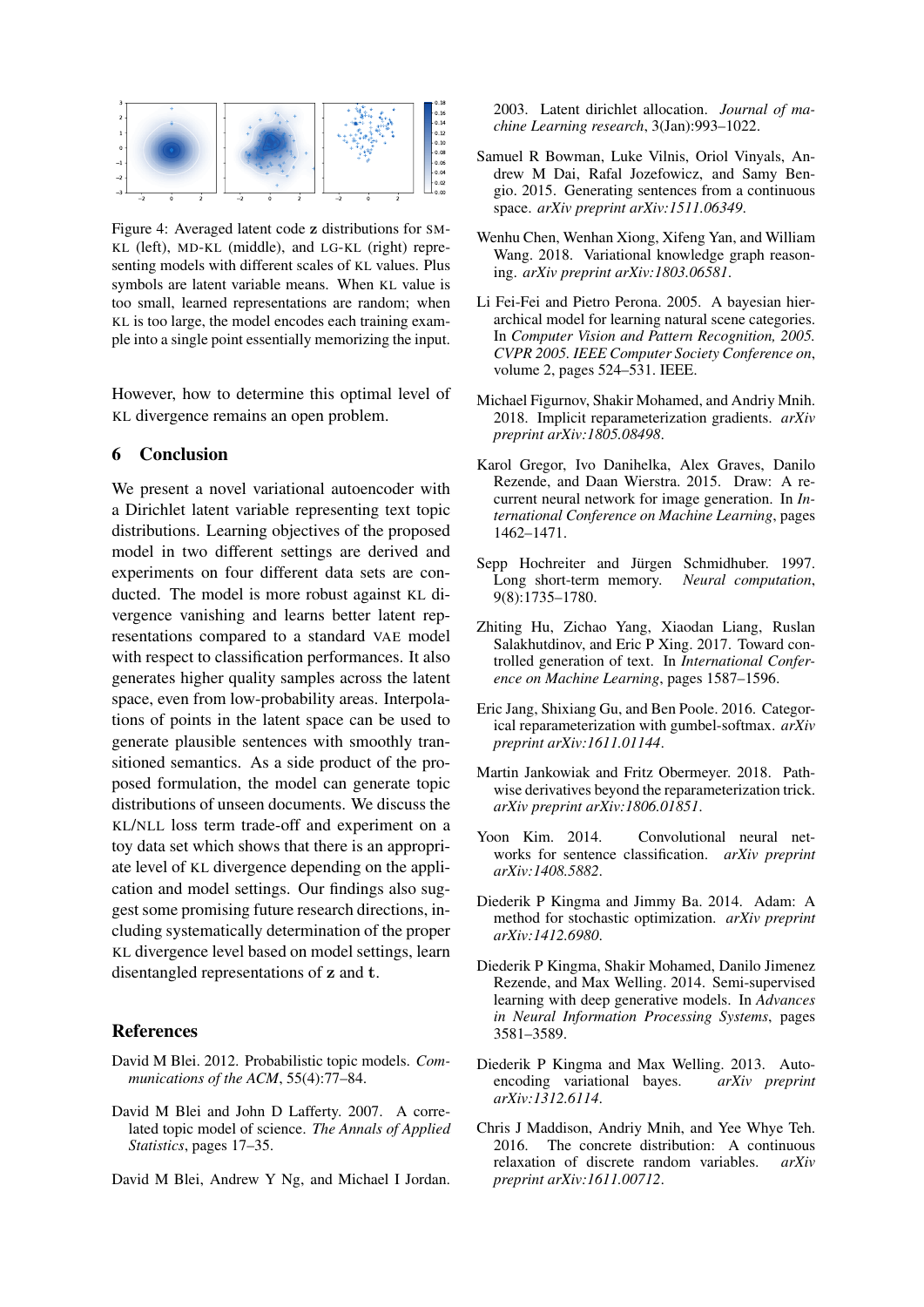Figure 4: Averaged latent code **z** distributions for SM-KL (left), MD-KL (middle), and LG-KL (right) representing models with different scales of KL values. Plus symbols are latent variable means. When KL value is too small, learned representations are random; when KL is too large, the model encodes each training example into a single point essentially memorizing the input.

However, how to determine this optimal level of KL divergence remains an open problem.

## 6 Conclusion

We present a novel variational autoencoder with a Dirichlet latent variable representing text topic distributions. Learning objectives of the proposed model in two different settings are derived and experiments on four different data sets are conducted. The model is more robust against KL divergence vanishing and learns better latent representations compared to a standard VAE model with respect to classification performances. It also generates higher quality samples across the latent space, even from low-probability areas. Interpolations of points in the latent space can be used to generate plausible sentences with smoothly transitioned semantics. As a side product of the proposed formulation, the model can generate topic distributions of unseen documents. We discuss the KL/NLL loss term trade-off and experiment on a toy data set which shows that there is an appropriate level of KL divergence depending on the application and model settings. Our findings also suggest some promising future research directions, including systematically determination of the proper KL divergence level based on model settings, learn disentangled representations of **z** and **t**.

## References

David M Blei. 2012. Probabilistic topic models. *Communications of the ACM*, 55(4):77–84.

David M Blei and John D Lafferty. 2007. A correlated topic model of science. *The Annals of Applied Statistics*, pages 17–35.

David M Blei, Andrew Y Ng, and Michael I Jordan. 2003. Latent dirichlet allocation. *Journal of machine Learning research*, 3(Jan):993–1022.

Samuel R Bowman, Luke Vilnis, Oriol Vinyals, Andrew M Dai, Rafal Jozefowicz, and Samy Bengio. 2015. Generating sentences from a continuous space. *arXiv preprint arXiv:1511.06349*.

Wenhu Chen, Wenhan Xiong, Xifeng Yan, and William Wang. 2018. Variational knowledge graph reasoning. *arXiv preprint arXiv:1803.06581*.

Li Fei-Fei and Pietro Perona. 2005. A bayesian hierarchical model for learning natural scene categories. In *Computer Vision and Pattern Recognition, 2005. CVPR 2005. IEEE Computer Society Conference on*, volume 2, pages 524–531. IEEE.

Michael Figurnov, Shakir Mohamed, and Andriy Mnih. 2018. Implicit reparameterization gradients. *arXiv preprint arXiv:1805.08498*.

Karol Gregor, Ivo Danihelka, Alex Graves, Danilo Rezende, and Daan Wierstra. 2015. Draw: A recurrent neural network for image generation. In *International Conference on Machine Learning*, pages 1462–1471.

Sepp Hochreiter and Jürgen Schmidhuber. 1997. Long short-term memory. *Neural computation*, 9(8):1735–1780.

Zhiting Hu, Zichao Yang, Xiaodan Liang, Ruslan Salakhutdinov, and Eric P Xing. 2017. Toward controlled generation of text. In *International Conference on Machine Learning*, pages 1587–1596.

Eric Jang, Shixiang Gu, and Ben Poole. 2016. Categorical reparameterization with gumbel-softmax. *arXiv preprint arXiv:1611.01144*.

Martin Jankowiak and Fritz Obermeyer. 2018. Pathwise derivatives beyond the reparameterization trick. *arXiv preprint arXiv:1806.01851*.

Yoon Kim. 2014. Convolutional neural networks for sentence classification. *arXiv preprint arXiv:1408.5882*.

Diederik P Kingma and Jimmy Ba. 2014. Adam: A method for stochastic optimization. *arXiv preprint arXiv:1412.6980*.

Diederik P Kingma, Shakir Mohamed, Danilo Jimenez Rezende, and Max Welling. 2014. Semi-supervised learning with deep generative models. In *Advances in Neural Information Processing Systems*, pages 3581–3589.

Diederik P Kingma and Max Welling. 2013. Auto-encoding variational bayes. *arXiv preprint arXiv:1312.6114*.

Chris J Maddison, Andriy Mnih, and Yee Whye Teh. 2016. The concrete distribution: A continuous relaxation of discrete random variables. *arXiv preprint arXiv:1611.00712*.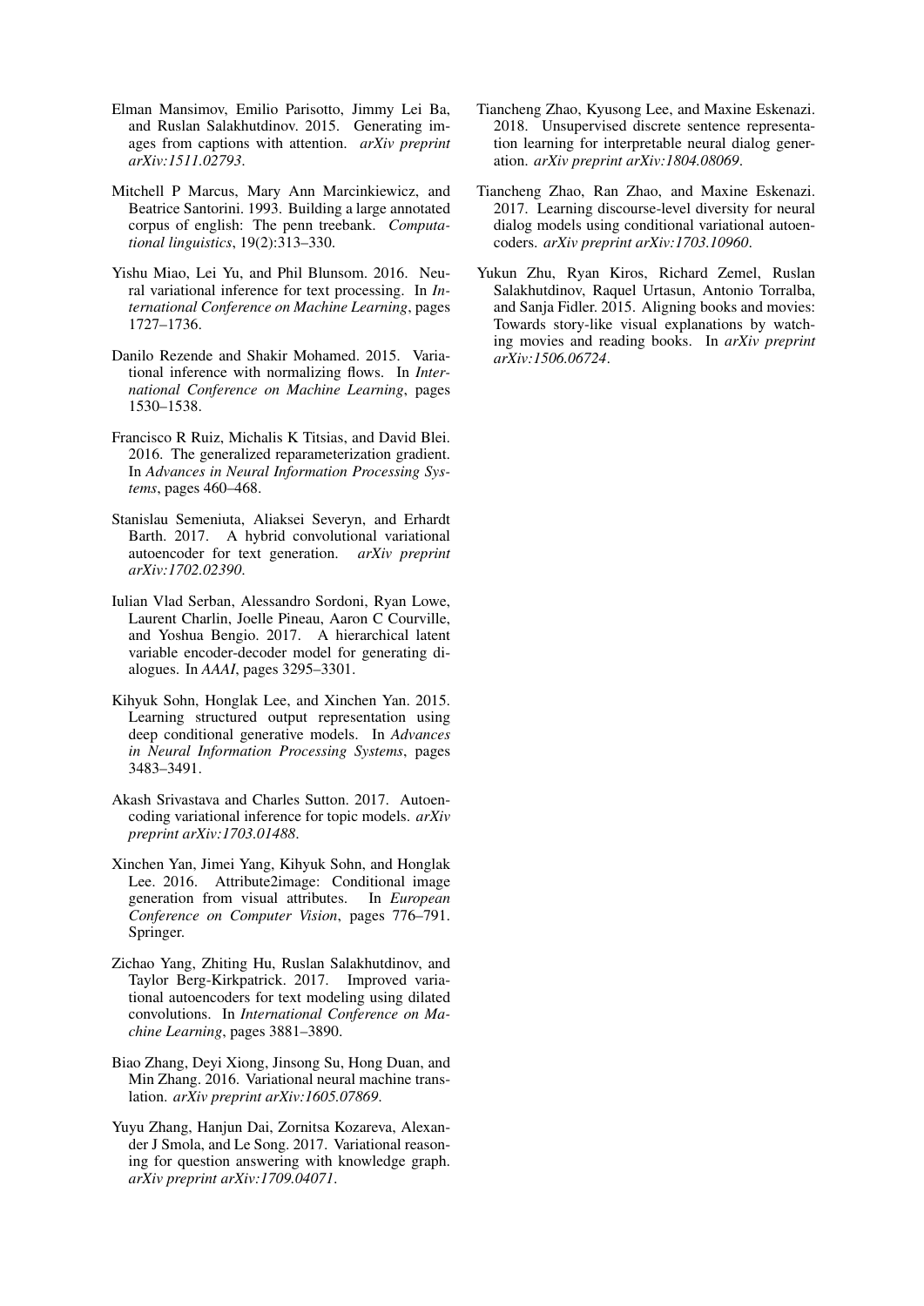Elman Mansimov, Emilio Parisotto, Jimmy Lei Ba, and Ruslan Salakhutdinov. 2015. Generating images from captions with attention. *arXiv preprint arXiv:1511.02793*.

Mitchell P Marcus, Mary Ann Marcinkiewicz, and Beatrice Santorini. 1993. Building a large annotated corpus of english: The penn treebank. *Computational linguistics*, 19(2):313–330.

Yishu Miao, Lei Yu, and Phil Blunsom. 2016. Neural variational inference for text processing. In *International Conference on Machine Learning*, pages 1727–1736.

Danilo Rezende and Shakir Mohamed. 2015. Variational inference with normalizing flows. In *International Conference on Machine Learning*, pages 1530–1538.

Francisco R Ruiz, Michalis K Titsias, and David Blei. 2016. The generalized reparameterization gradient. In *Advances in Neural Information Processing Systems*, pages 460–468.

Stanislau Semeniuta, Aliaksei Severyn, and Erhardt Barth. 2017. A hybrid convolutional variational autoencoder for text generation. *arXiv preprint arXiv:1702.02390*.

Iulian Vlad Serban, Alessandro Sordoni, Ryan Lowe, Laurent Charlin, Joelle Pineau, Aaron C Courville, and Yoshua Bengio. 2017. A hierarchical latent variable encoder-decoder model for generating dialogues. In *AAAI*, pages 3295–3301.

Kihyuk Sohn, Honglak Lee, and Xinchen Yan. 2015. Learning structured output representation using deep conditional generative models. In *Advances in Neural Information Processing Systems*, pages 3483–3491.

Akash Srivastava and Charles Sutton. 2017. Autoencoding variational inference for topic models. *arXiv preprint arXiv:1703.01488*.

Xinchen Yan, Jimei Yang, Kihyuk Sohn, and Honglak Lee. 2016. Attribute2image: Conditional image generation from visual attributes. In *European Conference on Computer Vision*, pages 776–791. Springer.

Zichao Yang, Zhiting Hu, Ruslan Salakhutdinov, and Taylor Berg-Kirkpatrick. 2017. Improved variational autoencoders for text modeling using dilated convolutions. In *International Conference on Machine Learning*, pages 3881–3890.

Biao Zhang, Deyi Xiong, Jinsong Su, Hong Duan, and Min Zhang. 2016. Variational neural machine translation. *arXiv preprint arXiv:1605.07869*.

Yuyu Zhang, Hanjun Dai, Zornitsa Kozareva, Alexander J Smola, and Le Song. 2017. Variational reasoning for question answering with knowledge graph. *arXiv preprint arXiv:1709.04071*.

Tiancheng Zhao, Kyusong Lee, and Maxine Eskenazi. 2018. Unsupervised discrete sentence representation learning for interpretable neural dialog generation. *arXiv preprint arXiv:1804.08069*.

Tiancheng Zhao, Ran Zhao, and Maxine Eskenazi. 2017. Learning discourse-level diversity for neural dialog models using conditional variational autoencoders. *arXiv preprint arXiv:1703.10960*.

Yukun Zhu, Ryan Kiros, Richard Zemel, Ruslan Salakhutdinov, Raquel Urtasun, Antonio Torralba, and Sanja Fidler. 2015. Aligning books and movies: Towards story-like visual explanations by watching movies and reading books. In *arXiv preprint arXiv:1506.06724*.